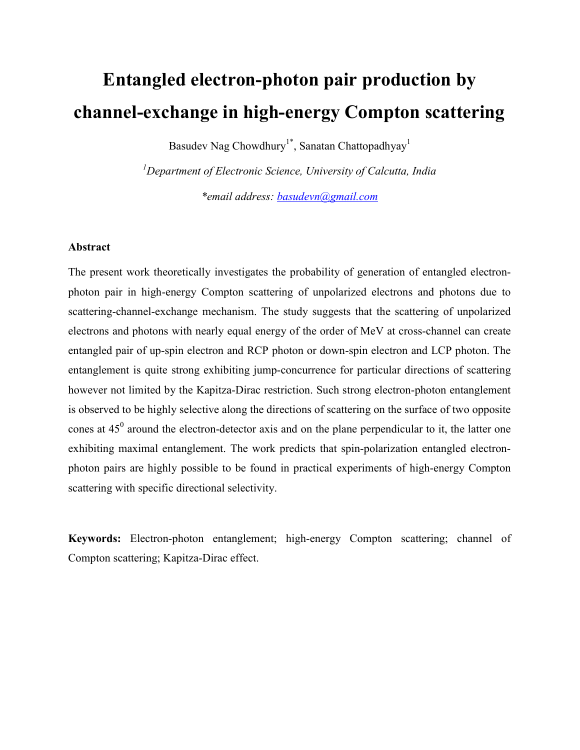# Entangled electron-photon pair production by channel-exchange in high-energy Compton scattering

Basudev Nag Chowdhury[1*], Sanatan Chattopadhyay[1]

[1]*Department of Electronic Science, University of Calcutta, India*

*\*email address: basudevn@gmail.com*

### Abstract

The present work theoretically investigates the probability of generation of entangled electron-photon pair in high-energy Compton scattering of unpolarized electrons and photons due to scattering-channel-exchange mechanism. The study suggests that the scattering of unpolarized electrons and photons with nearly equal energy of the order of MeV at cross-channel can create entangled pair of up-spin electron and RCP photon or down-spin electron and LCP photon. The entanglement is quite strong exhibiting jump-concurrence for particular directions of scattering however not limited by the Kapitza-Dirac restriction. Such strong electron-photon entanglement is observed to be highly selective along the directions of scattering on the surface of two opposite cones at $45^0$ around the electron-detector axis and on the plane perpendicular to it, the latter one exhibiting maximal entanglement. The work predicts that spin-polarization entangled electron-photon pairs are highly possible to be found in practical experiments of high-energy Compton scattering with specific directional selectivity.

**Keywords:** Electron-photon entanglement; high-energy Compton scattering; channel of Compton scattering; Kapitza-Dirac effect.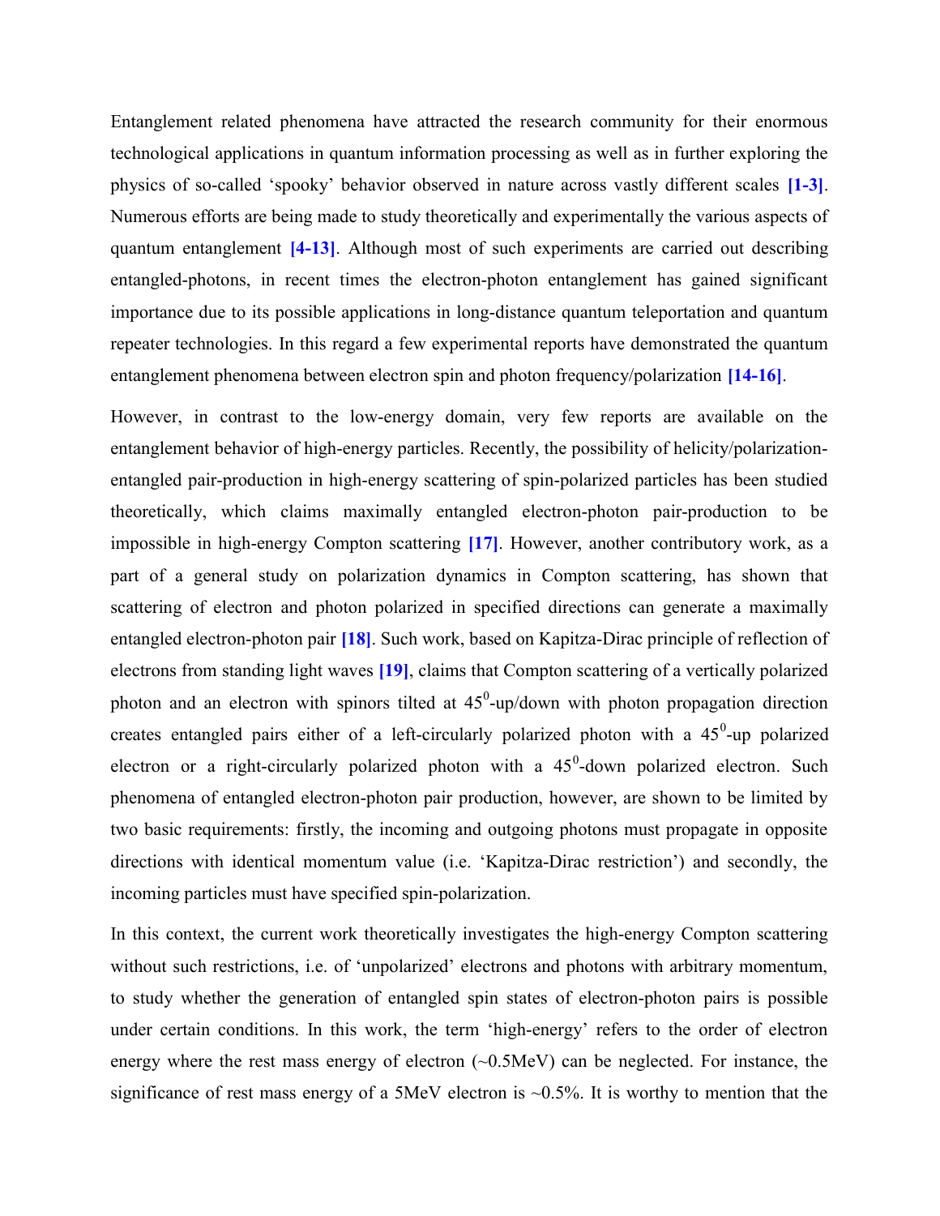Entanglement related phenomena have attracted the research community for their enormous technological applications in quantum information processing as well as in further exploring the physics of so-called 'spooky' behavior observed in nature across vastly different scales [1-3]. Numerous efforts are being made to study theoretically and experimentally the various aspects of quantum entanglement [4-13]. Although most of such experiments are carried out describing entangled-photons, in recent times the electron-photon entanglement has gained significant importance due to its possible applications in long-distance quantum teleportation and quantum repeater technologies. In this regard a few experimental reports have demonstrated the quantum entanglement phenomena between electron spin and photon frequency/polarization [14-16].

However, in contrast to the low-energy domain, very few reports are available on the entanglement behavior of high-energy particles. Recently, the possibility of helicity/polarization-entangled pair-production in high-energy scattering of spin-polarized particles has been studied theoretically, which claims maximally entangled electron-photon pair-production to be impossible in high-energy Compton scattering [17]. However, another contributory work, as a part of a general study on polarization dynamics in Compton scattering, has shown that scattering of electron and photon polarized in specified directions can generate a maximally entangled electron-photon pair [18]. Such work, based on Kapitza-Dirac principle of reflection of electrons from standing light waves [19], claims that Compton scattering of a vertically polarized photon and an electron with spinors tilted at $45^0$-up/down with photon propagation direction creates entangled pairs either of a left-circularly polarized photon with a $45^0$-up polarized electron or a right-circularly polarized photon with a $45^0$-down polarized electron. Such phenomena of entangled electron-photon pair production, however, are shown to be limited by two basic requirements: firstly, the incoming and outgoing photons must propagate in opposite directions with identical momentum value (i.e. 'Kapitza-Dirac restriction') and secondly, the incoming particles must have specified spin-polarization.

In this context, the current work theoretically investigates the high-energy Compton scattering without such restrictions, i.e. of 'unpolarized' electrons and photons with arbitrary momentum, to study whether the generation of entangled spin states of electron-photon pairs is possible under certain conditions. In this work, the term 'high-energy' refers to the order of electron energy where the rest mass energy of electron (~0.5MeV) can be neglected. For instance, the significance of rest mass energy of a 5MeV electron is ~0.5%. It is worthy to mention that the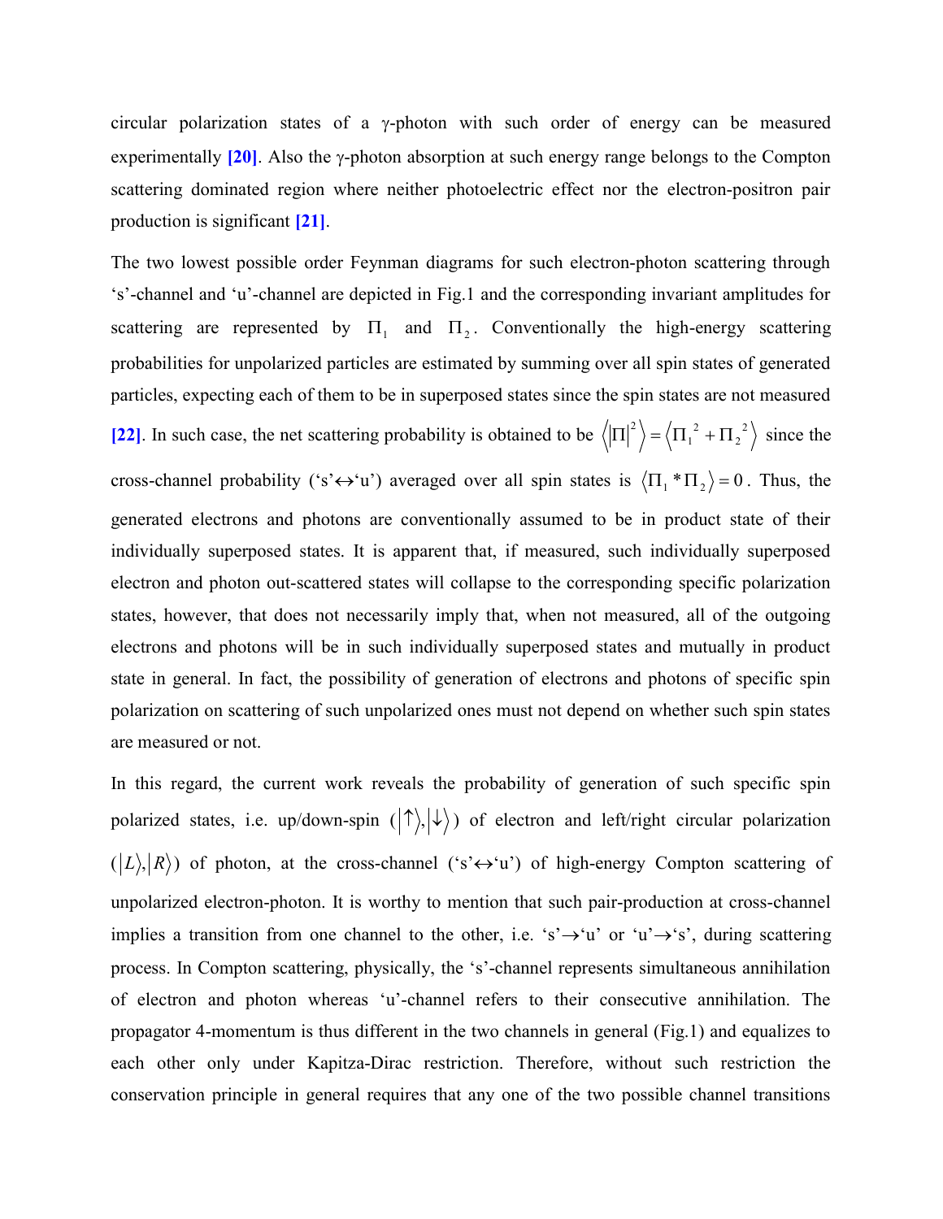circular polarization states of a γ-photon with such order of energy can be measured experimentally [20]. Also the γ-photon absorption at such energy range belongs to the Compton scattering dominated region where neither photoelectric effect nor the electron-positron pair production is significant [21].

The two lowest possible order Feynman diagrams for such electron-photon scattering through 's'-channel and 'u'-channel are depicted in Fig.1 and the corresponding invariant amplitudes for scattering are represented by $\Pi_1$ and $\Pi_2$. Conventionally the high-energy scattering probabilities for unpolarized particles are estimated by summing over all spin states of generated particles, expecting each of them to be in superposed states since the spin states are not measured [22]. In such case, the net scattering probability is obtained to be $\left\langle |\Pi|^2 \right\rangle = \left\langle {\Pi_1}^2 + {\Pi_2}^2 \right\rangle$ since the cross-channel probability ('s'↔'u') averaged over all spin states is $\left\langle \Pi_1 * \Pi_2 \right\rangle = 0$. Thus, the generated electrons and photons are conventionally assumed to be in product state of their individually superposed states. It is apparent that, if measured, such individually superposed electron and photon out-scattered states will collapse to the corresponding specific polarization states, however, that does not necessarily imply that, when not measured, all of the outgoing electrons and photons will be in such individually superposed states and mutually in product state in general. In fact, the possibility of generation of electrons and photons of specific spin polarization on scattering of such unpolarized ones must not depend on whether such spin states are measured or not.

In this regard, the current work reveals the probability of generation of such specific spin polarized states, i.e. up/down-spin ($|\uparrow\rangle, |\downarrow\rangle$) of electron and left/right circular polarization ($|L\rangle, |R\rangle$) of photon, at the cross-channel ('s'↔'u') of high-energy Compton scattering of unpolarized electron-photon. It is worthy to mention that such pair-production at cross-channel implies a transition from one channel to the other, i.e. 's'→'u' or 'u'→'s', during scattering process. In Compton scattering, physically, the 's'-channel represents simultaneous annihilation of electron and photon whereas 'u'-channel refers to their consecutive annihilation. The propagator 4-momentum is thus different in the two channels in general (Fig.1) and equalizes to each other only under Kapitza-Dirac restriction. Therefore, without such restriction the conservation principle in general requires that any one of the two possible channel transitions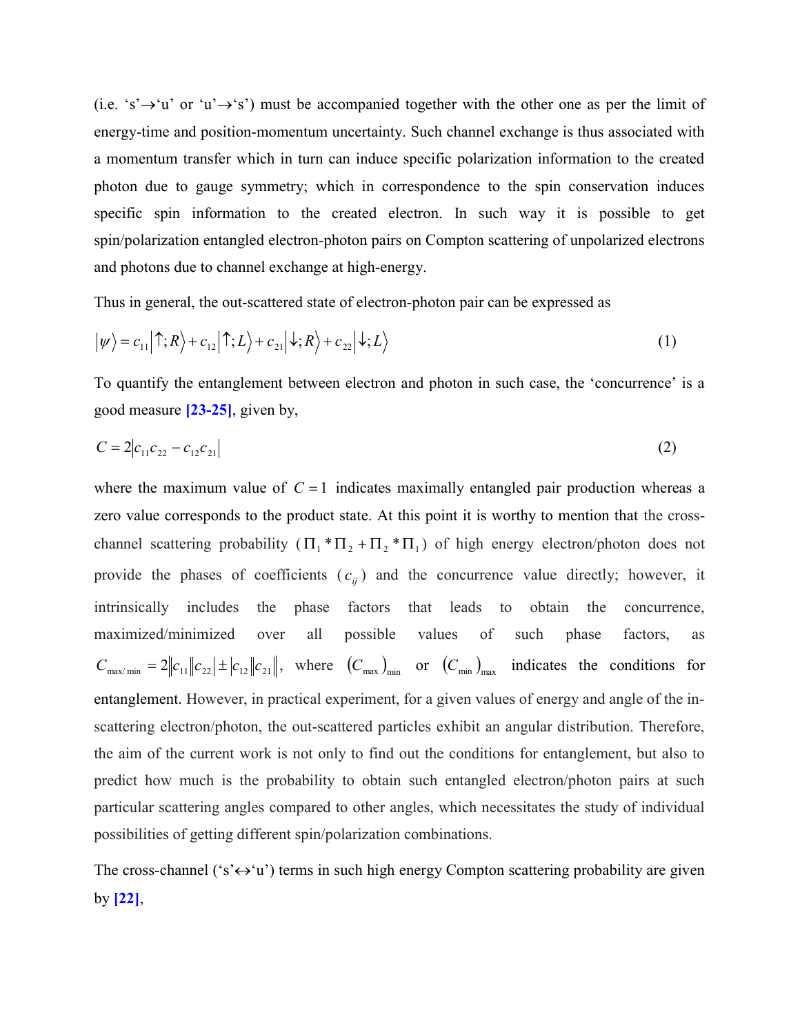(i.e. 's'→'u' or 'u'→'s') must be accompanied together with the other one as per the limit of energy-time and position-momentum uncertainty. Such channel exchange is thus associated with a momentum transfer which in turn can induce specific polarization information to the created photon due to gauge symmetry; which in correspondence to the spin conservation induces specific spin information to the created electron. In such way it is possible to get spin/polarization entangled electron-photon pairs on Compton scattering of unpolarized electrons and photons due to channel exchange at high-energy.

Thus in general, the out-scattered state of electron-photon pair can be expressed as

$$|\psi\rangle = c_{11}|\uparrow; R\rangle + c_{12}|\uparrow; L\rangle + c_{21}|\downarrow; R\rangle + c_{22}|\downarrow; L\rangle \tag{1}$$

To quantify the entanglement between electron and photon in such case, the 'concurrence' is a good measure **[23-25]**, given by,

$$C = 2|c_{11}c_{22} - c_{12}c_{21}| \tag{2}$$

where the maximum value of $C = 1$ indicates maximally entangled pair production whereas a zero value corresponds to the product state. At this point it is worthy to mention that the cross-channel scattering probability ($\Pi_1 * \Pi_2 + \Pi_2 * \Pi_1$) of high energy electron/photon does not provide the phases of coefficients ($c_{ij}$) and the concurrence value directly; however, it intrinsically includes the phase factors that leads to obtain the concurrence, maximized/minimized over all possible values of such phase factors, as $C_{\max/\min} = 2\left\| c_{11} \| c_{22} \right| \pm |c_{12} \| c_{21} \|$, where $(C_{\max})_{\min}$ or $(C_{\min})_{\max}$ indicates the conditions for entanglement. However, in practical experiment, for a given values of energy and angle of the in-scattering electron/photon, the out-scattered particles exhibit an angular distribution. Therefore, the aim of the current work is not only to find out the conditions for entanglement, but also to predict how much is the probability to obtain such entangled electron/photon pairs at such particular scattering angles compared to other angles, which necessitates the study of individual possibilities of getting different spin/polarization combinations.

The cross-channel ('s'↔'u') terms in such high energy Compton scattering probability are given by **[22]**,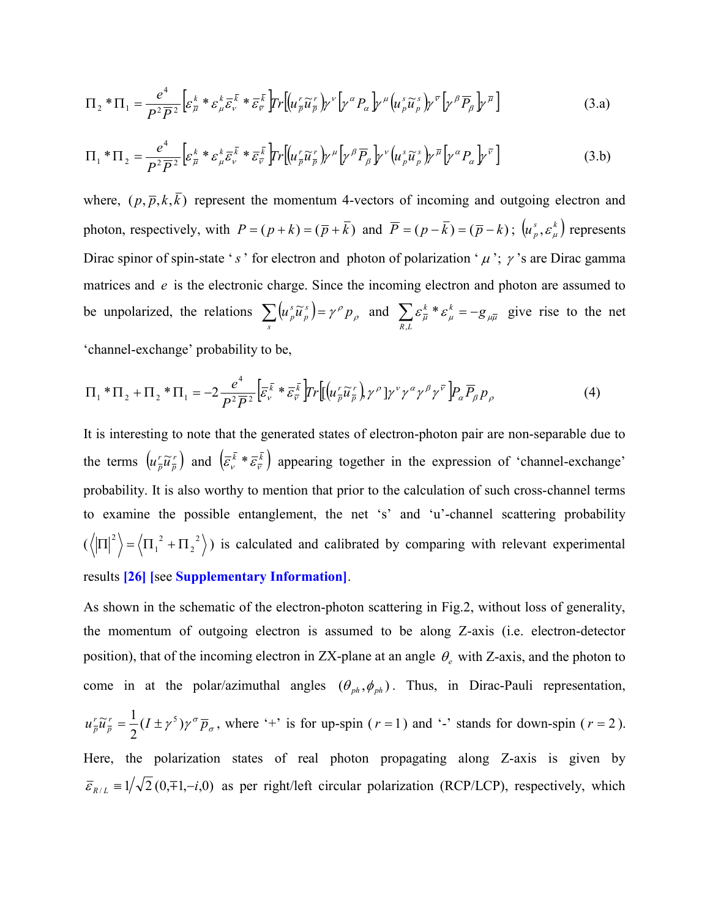$$\Pi_2 * \Pi_1 = \frac{e^4}{P^2 \overline{P}^2} \left[ \varepsilon_{\overline{\mu}}^{k} * \varepsilon_{\mu}^{k} \overline{\varepsilon}_{\nu}^{\overline{k}} * \overline{\varepsilon}_{\overline{\nu}}^{\overline{k}} \right] Tr\left[ \left( u_{\overline{p}}^{r} \widetilde{u}_{\overline{p}}^{r} \right) \gamma^{\nu} \left[ \gamma^{\alpha} P_{\alpha} \right] \gamma^{\mu} \left( u_{p}^{s} \widetilde{u}_{p}^{s} \right) \gamma^{\overline{\nu}} \left[ \gamma^{\beta} \overline{P}_{\beta} \right] \gamma^{\overline{\mu}} \right] \tag{3.a}$$

$$\Pi_1 * \Pi_2 = \frac{e^4}{P^2 \overline{P}^2} \left[ \varepsilon_{\overline{\mu}}^{k} * \varepsilon_{\mu}^{k} \overline{\varepsilon}_{\nu}^{\overline{k}} * \overline{\varepsilon}_{\overline{\nu}}^{\overline{k}} \right] Tr\left[ \left( u_{\overline{p}}^{r} \widetilde{u}_{\overline{p}}^{r} \right) \gamma^{\mu} \left[ \gamma^{\beta} \overline{P}_{\beta} \right] \gamma^{\nu} \left( u_{p}^{s} \widetilde{u}_{p}^{s} \right) \gamma^{\overline{\mu}} \left[ \gamma^{\alpha} P_{\alpha} \right] \gamma^{\overline{\nu}} \right] \tag{3.b}$$

where, $(p, \overline{p}, k, \overline{k})$ represent the momentum 4-vectors of incoming and outgoing electron and photon, respectively, with $P = (p + k) = (\overline{p} + \overline{k})$ and $\overline{P} = (p - \overline{k}) = (\overline{p} - k)$; $\left(u_p^s, \varepsilon_\mu^k\right)$ represents Dirac spinor of spin-state '$s$' for electron and photon of polarization '$\mu$'; $\gamma$'s are Dirac gamma matrices and $e$ is the electronic charge. Since the incoming electron and photon are assumed to be unpolarized, the relations $\sum_s \left(u_p^s \widetilde{u}_p^s\right) = \gamma^\rho p_\rho$ and $\sum_{R,L} \varepsilon_{\overline{\mu}}^{k} * \varepsilon_{\mu}^{k} = -g_{\mu\overline{\mu}}$ give rise to the net 'channel-exchange' probability to be,

$$\Pi_1 * \Pi_2 + \Pi_2 * \Pi_1 = -2 \frac{e^4}{P^2 \overline{P}^2} \left[ \overline{\varepsilon}_{\nu}^{\overline{k}} * \overline{\varepsilon}_{\overline{\nu}}^{\overline{k}} \right] Tr\left[ \left[ \left( u_{\overline{p}}^{r} \widetilde{u}_{\overline{p}}^{r} \right), \gamma^{\rho} \right] \gamma^{\nu} \gamma^{\alpha} \gamma^{\beta} \gamma^{\overline{\nu}} \right] P_{\alpha} \overline{P}_{\beta} p_{\rho} \tag{4}$$

It is interesting to note that the generated states of electron-photon pair are non-separable due to the terms $\left(u_{\overline{p}}^{r} \widetilde{u}_{\overline{p}}^{r}\right)$ and $\left(\overline{\varepsilon}_{\nu}^{\overline{k}} * \overline{\varepsilon}_{\overline{\nu}}^{\overline{k}}\right)$ appearing together in the expression of 'channel-exchange' probability. It is also worthy to mention that prior to the calculation of such cross-channel terms to examine the possible entanglement, the net 's' and 'u'-channel scattering probability ($\left\langle |\Pi|^2 \right\rangle = \left\langle \Pi_1^{\,2} + \Pi_2^{\,2} \right\rangle$) is calculated and calibrated by comparing with relevant experimental results **[26]** [see **Supplementary Information]**.

As shown in the schematic of the electron-photon scattering in Fig.2, without loss of generality, the momentum of outgoing electron is assumed to be along Z-axis (i.e. electron-detector position), that of the incoming electron in ZX-plane at an angle $\theta_e$ with Z-axis, and the photon to come in at the polar/azimuthal angles $(\theta_{ph}, \phi_{ph})$. Thus, in Dirac-Pauli representation, $u_{\overline{p}}^{r} \widetilde{u}_{\overline{p}}^{r} = \frac{1}{2}(I \pm \gamma^5)\gamma^\sigma \overline{p}_\sigma$, where '+' is for up-spin ($r = 1$) and '-' stands for down-spin ($r = 2$). Here, the polarization states of real photon propagating along Z-axis is given by $\overline{\varepsilon}_{R/L} \equiv 1/\sqrt{2}\,(0, \mp 1, -i, 0)$ as per right/left circular polarization (RCP/LCP), respectively, which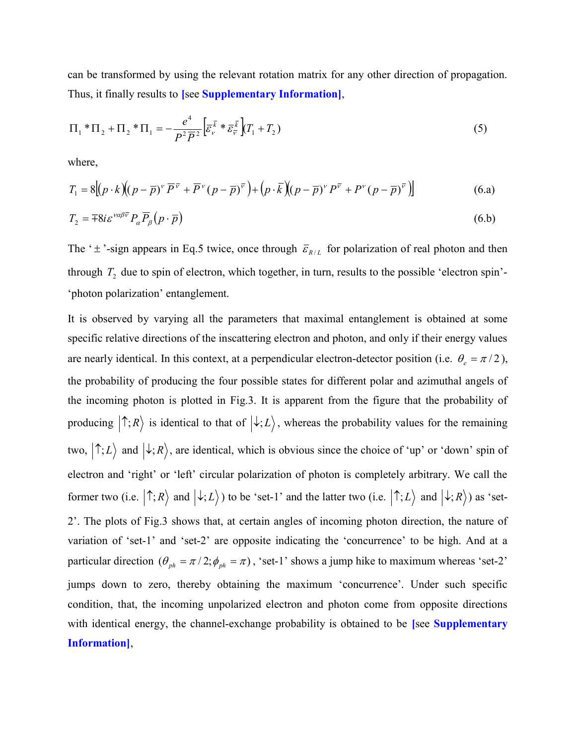can be transformed by using the relevant rotation matrix for any other direction of propagation. Thus, it finally results to [see **Supplementary Information]**,

$$\Pi_1 * \Pi_2 + \Pi_2 * \Pi_1 = -\frac{e^4}{P^2 \overline{P}^2} \left[ \overline{\varepsilon}_{\nu}^{\overline{k}} * \overline{\varepsilon}_{\overline{\nu}}^{\overline{k}} \right] (T_1 + T_2) \tag{5}$$

where,

$$T_1 = 8 \left[ (p \cdot k) \left( (p - \overline{p})^{\nu} \, \overline{P}^{\overline{\nu}} + \overline{P}^{\nu} (p - \overline{p})^{\overline{\nu}} \right) + \left( p \cdot \overline{k} \right) \left( (p - \overline{p})^{\nu} P^{\overline{\nu}} + P^{\nu} (p - \overline{p})^{\overline{\nu}} \right) \right] \tag{6.a}$$

$$T_2 = \mp 8 i \varepsilon^{\nu \alpha \beta \overline{\nu}} P_{\alpha} \overline{P}_{\beta} \left( p \cdot \overline{p} \right) \tag{6.b}$$

The '$\pm$'-sign appears in Eq.5 twice, once through $\overline{\varepsilon}_{R/L}$ for polarization of real photon and then through $T_2$ due to spin of electron, which together, in turn, results to the possible 'electron spin'-'photon polarization' entanglement.

It is observed by varying all the parameters that maximal entanglement is obtained at some specific relative directions of the inscattering electron and photon, and only if their energy values are nearly identical. In this context, at a perpendicular electron-detector position (i.e. $\theta_e = \pi/2$), the probability of producing the four possible states for different polar and azimuthal angels of the incoming photon is plotted in Fig.3. It is apparent from the figure that the probability of producing $|\uparrow; R\rangle$ is identical to that of $|\downarrow; L\rangle$, whereas the probability values for the remaining two, $|\uparrow; L\rangle$ and $|\downarrow; R\rangle$, are identical, which is obvious since the choice of 'up' or 'down' spin of electron and 'right' or 'left' circular polarization of photon is completely arbitrary. We call the former two (i.e. $|\uparrow; R\rangle$ and $|\downarrow; L\rangle$) to be 'set-1' and the latter two (i.e. $|\uparrow; L\rangle$ and $|\downarrow; R\rangle$) as 'set-2'. The plots of Fig.3 shows that, at certain angles of incoming photon direction, the nature of variation of 'set-1' and 'set-2' are opposite indicating the 'concurrence' to be high. And at a particular direction $(\theta_{ph} = \pi/2; \phi_{ph} = \pi)$, 'set-1' shows a jump hike to maximum whereas 'set-2' jumps down to zero, thereby obtaining the maximum 'concurrence'. Under such specific condition, that, the incoming unpolarized electron and photon come from opposite directions with identical energy, the channel-exchange probability is obtained to be [see **Supplementary Information]**,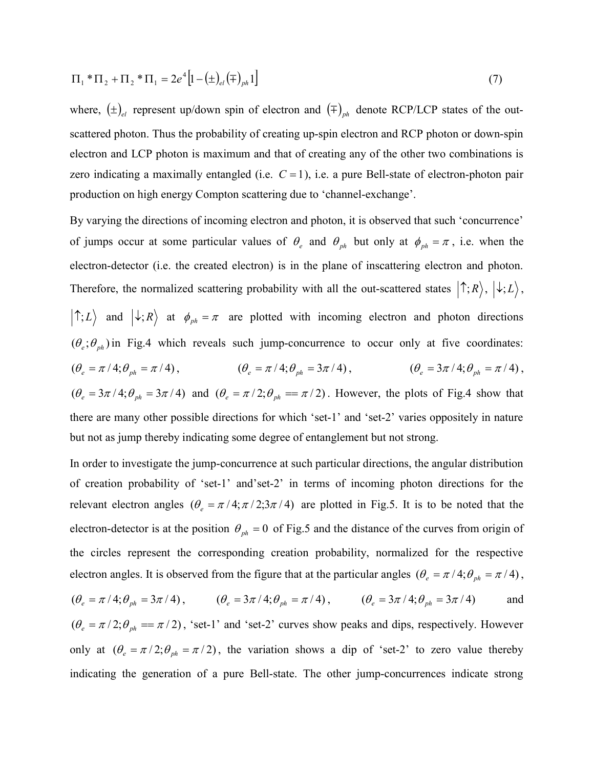$$\Pi_1 * \Pi_2 + \Pi_2 * \Pi_1 = 2e^4 \left[1 - (\pm)_{el} (\mp)_{ph} 1\right] \tag{7}$$

where, $(\pm)_{el}$ represent up/down spin of electron and $(\mp)_{ph}$ denote RCP/LCP states of the out-scattered photon. Thus the probability of creating up-spin electron and RCP photon or down-spin electron and LCP photon is maximum and that of creating any of the other two combinations is zero indicating a maximally entangled (i.e. $C = 1$), i.e. a pure Bell-state of electron-photon pair production on high energy Compton scattering due to 'channel-exchange'.

By varying the directions of incoming electron and photon, it is observed that such 'concurrence' of jumps occur at some particular values of $\theta_e$ and $\theta_{ph}$ but only at $\phi_{ph} = \pi$, i.e. when the electron-detector (i.e. the created electron) is in the plane of inscattering electron and photon. Therefore, the normalized scattering probability with all the out-scattered states $|\uparrow; R\rangle$, $|\downarrow; L\rangle$, $|\uparrow; L\rangle$ and $|\downarrow; R\rangle$ at $\phi_{ph} = \pi$ are plotted with incoming electron and photon directions $(\theta_e; \theta_{ph})$ in Fig.4 which reveals such jump-concurrence to occur only at five coordinates: $(\theta_e = \pi/4; \theta_{ph} = \pi/4)$, $(\theta_e = \pi/4; \theta_{ph} = 3\pi/4)$, $(\theta_e = 3\pi/4; \theta_{ph} = \pi/4)$, $(\theta_e = 3\pi/4; \theta_{ph} = 3\pi/4)$ and $(\theta_e = \pi/2; \theta_{ph} == \pi/2)$. However, the plots of Fig.4 show that there are many other possible directions for which 'set-1' and 'set-2' varies oppositely in nature but not as jump thereby indicating some degree of entanglement but not strong.

In order to investigate the jump-concurrence at such particular directions, the angular distribution of creation probability of 'set-1' and'set-2' in terms of incoming photon directions for the relevant electron angles $(\theta_e = \pi/4; \pi/2; 3\pi/4)$ are plotted in Fig.5. It is to be noted that the electron-detector is at the position $\theta_{ph} = 0$ of Fig.5 and the distance of the curves from origin of the circles represent the corresponding creation probability, normalized for the respective electron angles. It is observed from the figure that at the particular angles $(\theta_e = \pi/4; \theta_{ph} = \pi/4)$, $(\theta_e = \pi/4; \theta_{ph} = 3\pi/4)$, $(\theta_e = 3\pi/4; \theta_{ph} = \pi/4)$, $(\theta_e = 3\pi/4; \theta_{ph} = 3\pi/4)$ and $(\theta_e = \pi/2; \theta_{ph} == \pi/2)$, 'set-1' and 'set-2' curves show peaks and dips, respectively. However only at $(\theta_e = \pi/2; \theta_{ph} = \pi/2)$, the variation shows a dip of 'set-2' to zero value thereby indicating the generation of a pure Bell-state. The other jump-concurrences indicate strong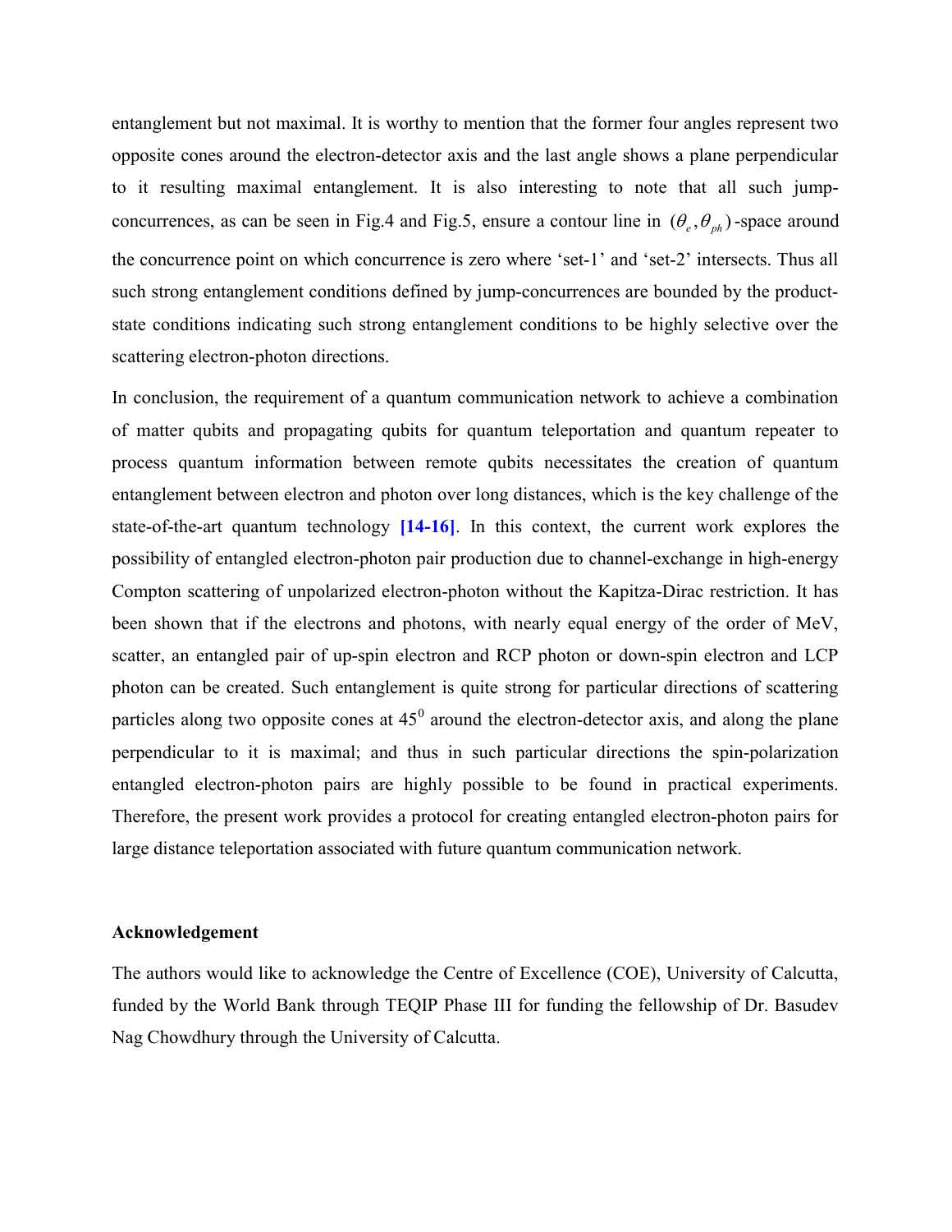entanglement but not maximal. It is worthy to mention that the former four angles represent two opposite cones around the electron-detector axis and the last angle shows a plane perpendicular to it resulting maximal entanglement. It is also interesting to note that all such jump-concurrences, as can be seen in Fig.4 and Fig.5, ensure a contour line in $(\theta_e, \theta_{ph})$-space around the concurrence point on which concurrence is zero where 'set-1' and 'set-2' intersects. Thus all such strong entanglement conditions defined by jump-concurrences are bounded by the product-state conditions indicating such strong entanglement conditions to be highly selective over the scattering electron-photon directions.

In conclusion, the requirement of a quantum communication network to achieve a combination of matter qubits and propagating qubits for quantum teleportation and quantum repeater to process quantum information between remote qubits necessitates the creation of quantum entanglement between electron and photon over long distances, which is the key challenge of the state-of-the-art quantum technology **[14-16]**. In this context, the current work explores the possibility of entangled electron-photon pair production due to channel-exchange in high-energy Compton scattering of unpolarized electron-photon without the Kapitza-Dirac restriction. It has been shown that if the electrons and photons, with nearly equal energy of the order of MeV, scatter, an entangled pair of up-spin electron and RCP photon or down-spin electron and LCP photon can be created. Such entanglement is quite strong for particular directions of scattering particles along two opposite cones at $45^0$ around the electron-detector axis, and along the plane perpendicular to it is maximal; and thus in such particular directions the spin-polarization entangled electron-photon pairs are highly possible to be found in practical experiments. Therefore, the present work provides a protocol for creating entangled electron-photon pairs for large distance teleportation associated with future quantum communication network.

### Acknowledgement

The authors would like to acknowledge the Centre of Excellence (COE), University of Calcutta, funded by the World Bank through TEQIP Phase III for funding the fellowship of Dr. Basudev Nag Chowdhury through the University of Calcutta.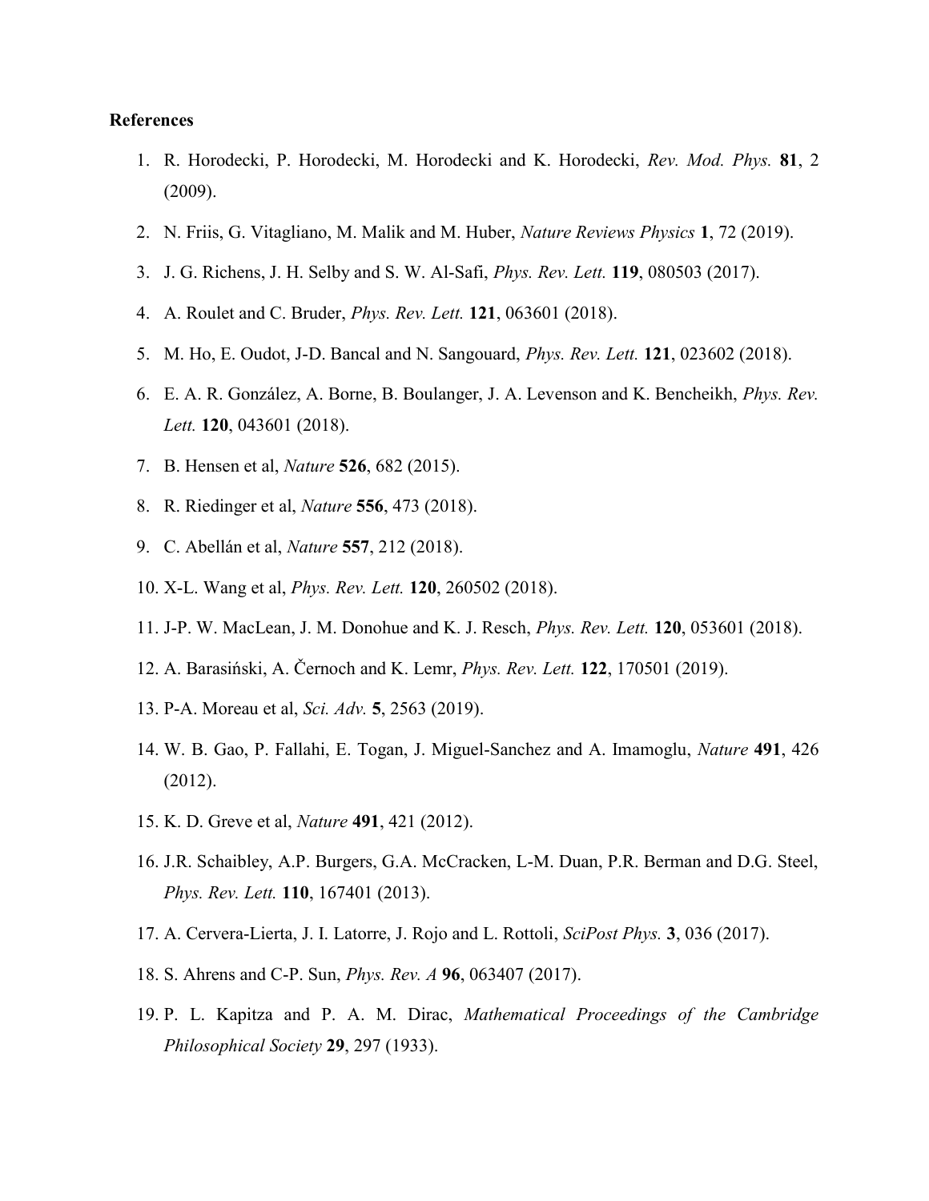**References**

1. R. Horodecki, P. Horodecki, M. Horodecki and K. Horodecki, *Rev. Mod. Phys.* **81**, 2 (2009).
2. N. Friis, G. Vitagliano, M. Malik and M. Huber, *Nature Reviews Physics* **1**, 72 (2019).
3. J. G. Richens, J. H. Selby and S. W. Al-Safi, *Phys. Rev. Lett.* **119**, 080503 (2017).
4. A. Roulet and C. Bruder, *Phys. Rev. Lett.* **121**, 063601 (2018).
5. M. Ho, E. Oudot, J-D. Bancal and N. Sangouard, *Phys. Rev. Lett.* **121**, 023602 (2018).
6. E. A. R. González, A. Borne, B. Boulanger, J. A. Levenson and K. Bencheikh, *Phys. Rev. Lett.* **120**, 043601 (2018).
7. B. Hensen et al, *Nature* **526**, 682 (2015).
8. R. Riedinger et al, *Nature* **556**, 473 (2018).
9. C. Abellán et al, *Nature* **557**, 212 (2018).
10. X-L. Wang et al, *Phys. Rev. Lett.* **120**, 260502 (2018).
11. J-P. W. MacLean, J. M. Donohue and K. J. Resch, *Phys. Rev. Lett.* **120**, 053601 (2018).
12. A. Barasiński, A. Černoch and K. Lemr, *Phys. Rev. Lett.* **122**, 170501 (2019).
13. P-A. Moreau et al, *Sci. Adv.* **5**, 2563 (2019).
14. W. B. Gao, P. Fallahi, E. Togan, J. Miguel-Sanchez and A. Imamoglu, *Nature* **491**, 426 (2012).
15. K. D. Greve et al, *Nature* **491**, 421 (2012).
16. J.R. Schaibley, A.P. Burgers, G.A. McCracken, L-M. Duan, P.R. Berman and D.G. Steel, *Phys. Rev. Lett.* **110**, 167401 (2013).
17. A. Cervera-Lierta, J. I. Latorre, J. Rojo and L. Rottoli, *SciPost Phys.* **3**, 036 (2017).
18. S. Ahrens and C-P. Sun, *Phys. Rev. A* **96**, 063407 (2017).
19. P. L. Kapitza and P. A. M. Dirac, *Mathematical Proceedings of the Cambridge Philosophical Society* **29**, 297 (1933).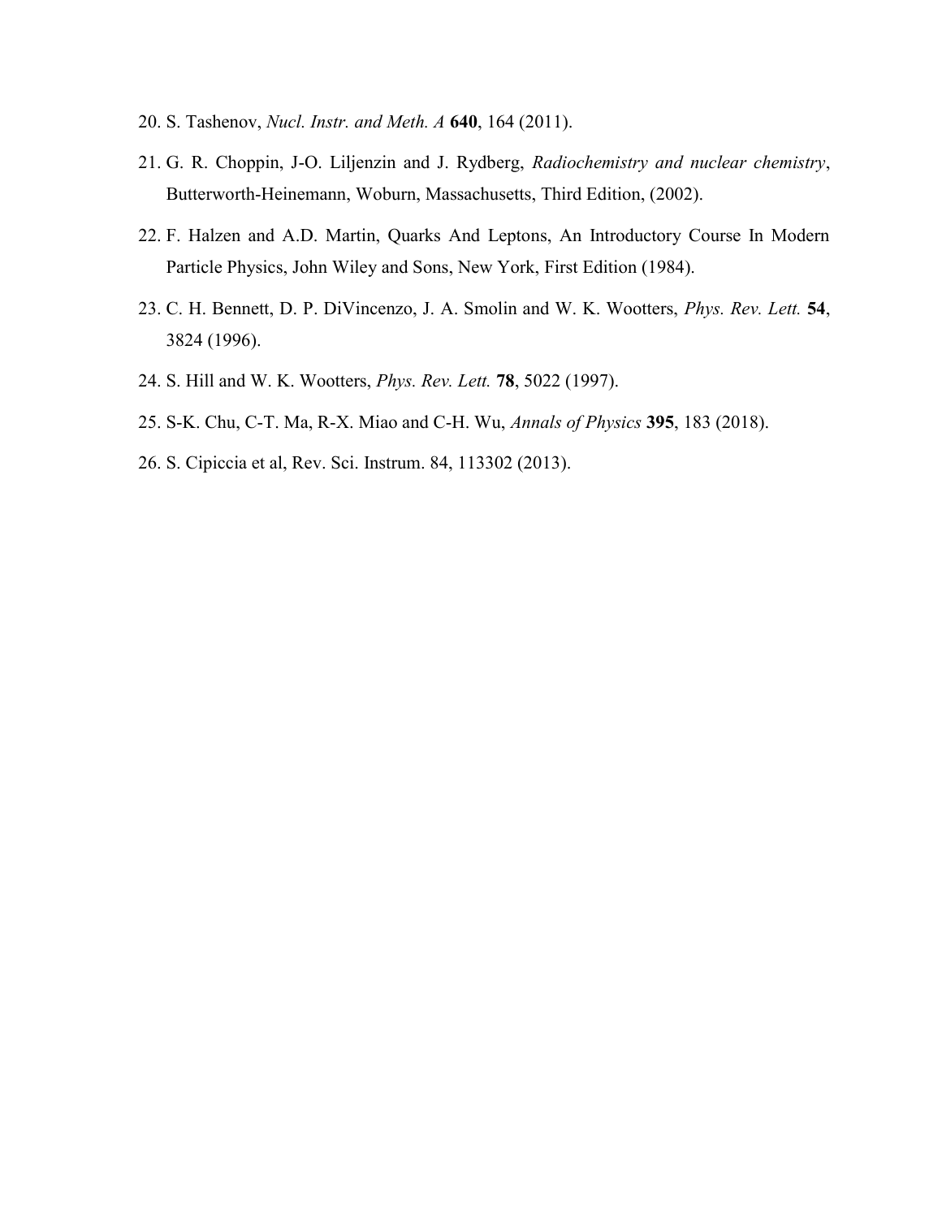20. S. Tashenov, *Nucl. Instr. and Meth. A* **640**, 164 (2011).
21. G. R. Choppin, J-O. Liljenzin and J. Rydberg, *Radiochemistry and nuclear chemistry*, Butterworth-Heinemann, Woburn, Massachusetts, Third Edition, (2002).
22. F. Halzen and A.D. Martin, Quarks And Leptons, An Introductory Course In Modern Particle Physics, John Wiley and Sons, New York, First Edition (1984).
23. C. H. Bennett, D. P. DiVincenzo, J. A. Smolin and W. K. Wootters, *Phys. Rev. Lett.* **54**, 3824 (1996).
24. S. Hill and W. K. Wootters, *Phys. Rev. Lett.* **78**, 5022 (1997).
25. S-K. Chu, C-T. Ma, R-X. Miao and C-H. Wu, *Annals of Physics* **395**, 183 (2018).
26. S. Cipiccia et al, Rev. Sci. Instrum. 84, 113302 (2013).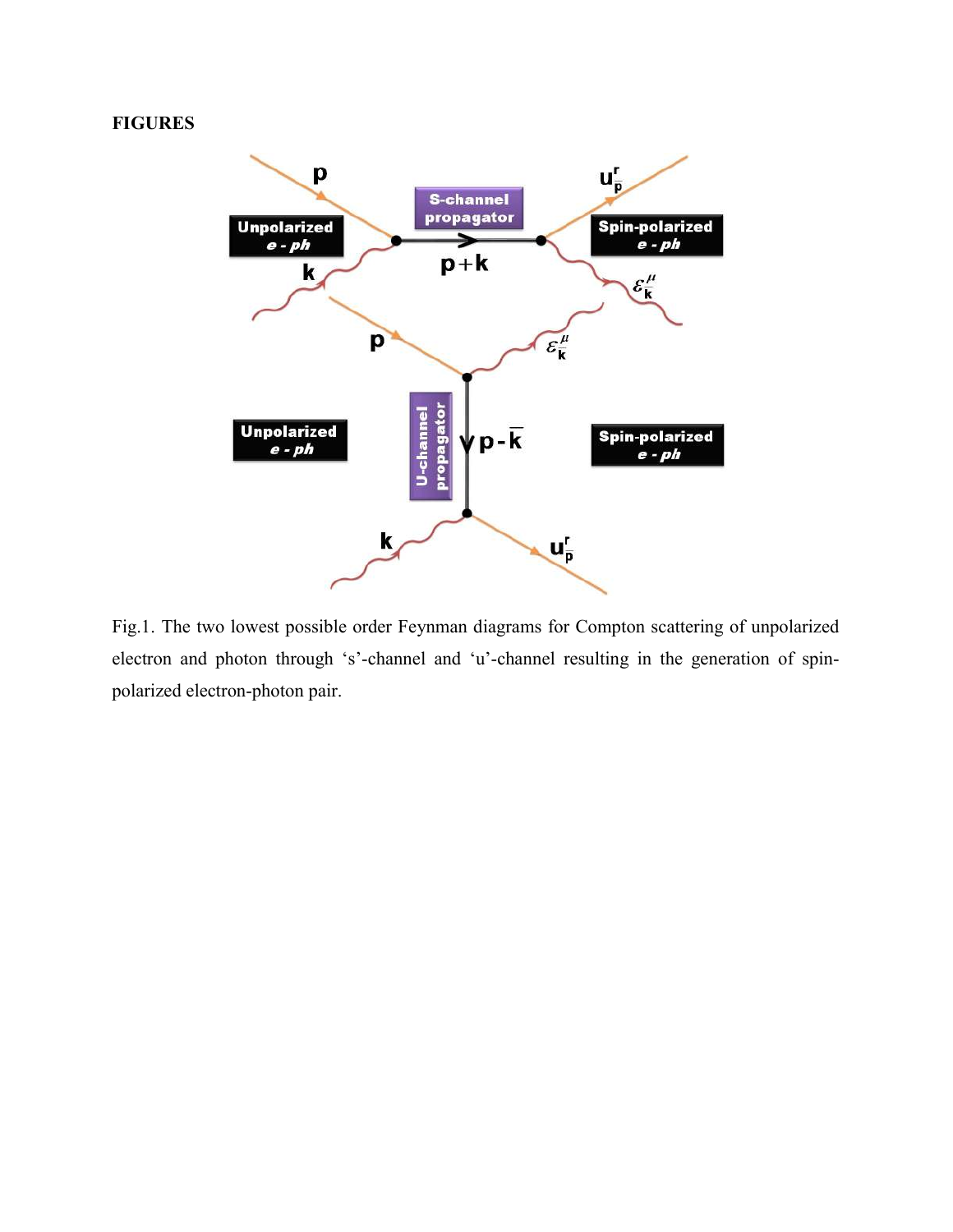## FIGURES

Fig.1. The two lowest possible order Feynman diagrams for Compton scattering of unpolarized electron and photon through 's'-channel and 'u'-channel resulting in the generation of spin-polarized electron-photon pair.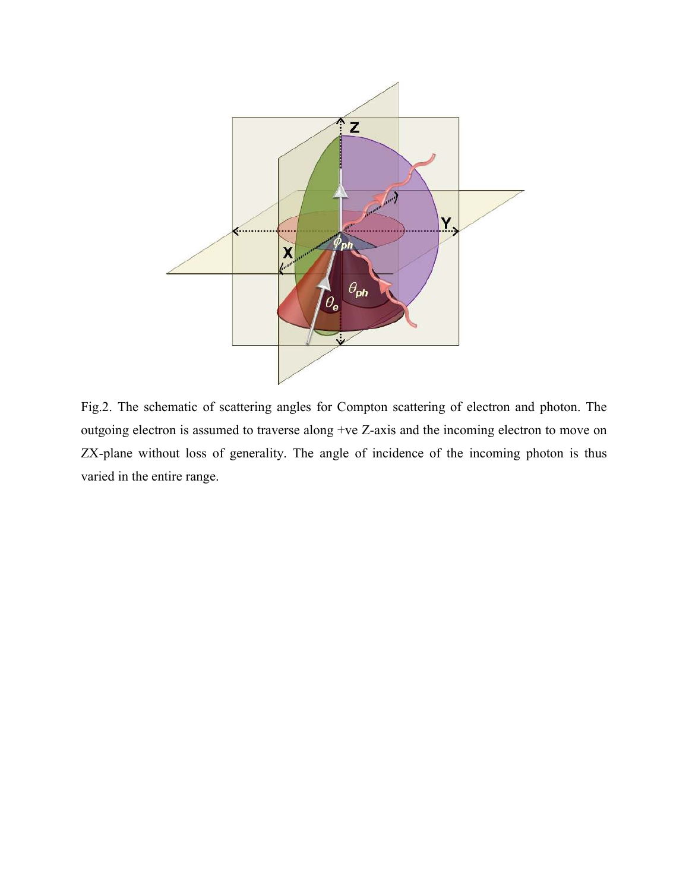Fig.2. The schematic of scattering angles for Compton scattering of electron and photon. The outgoing electron is assumed to traverse along +ve Z-axis and the incoming electron to move on ZX-plane without loss of generality. The angle of incidence of the incoming photon is thus varied in the entire range.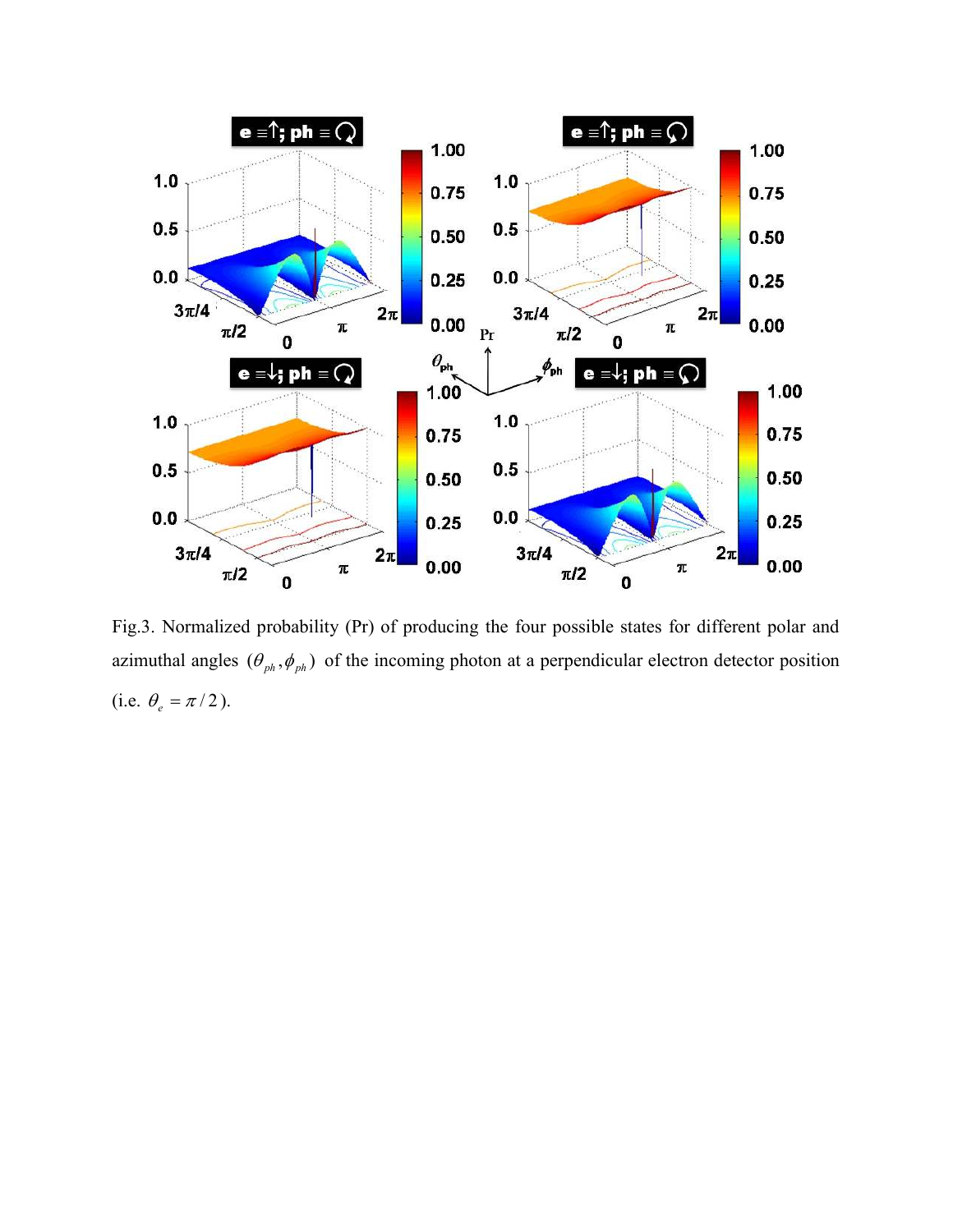Fig.3. Normalized probability (Pr) of producing the four possible states for different polar and azimuthal angles $(\theta_{ph}, \phi_{ph})$ of the incoming photon at a perpendicular electron detector position (i.e. $\theta_e = \pi/2$).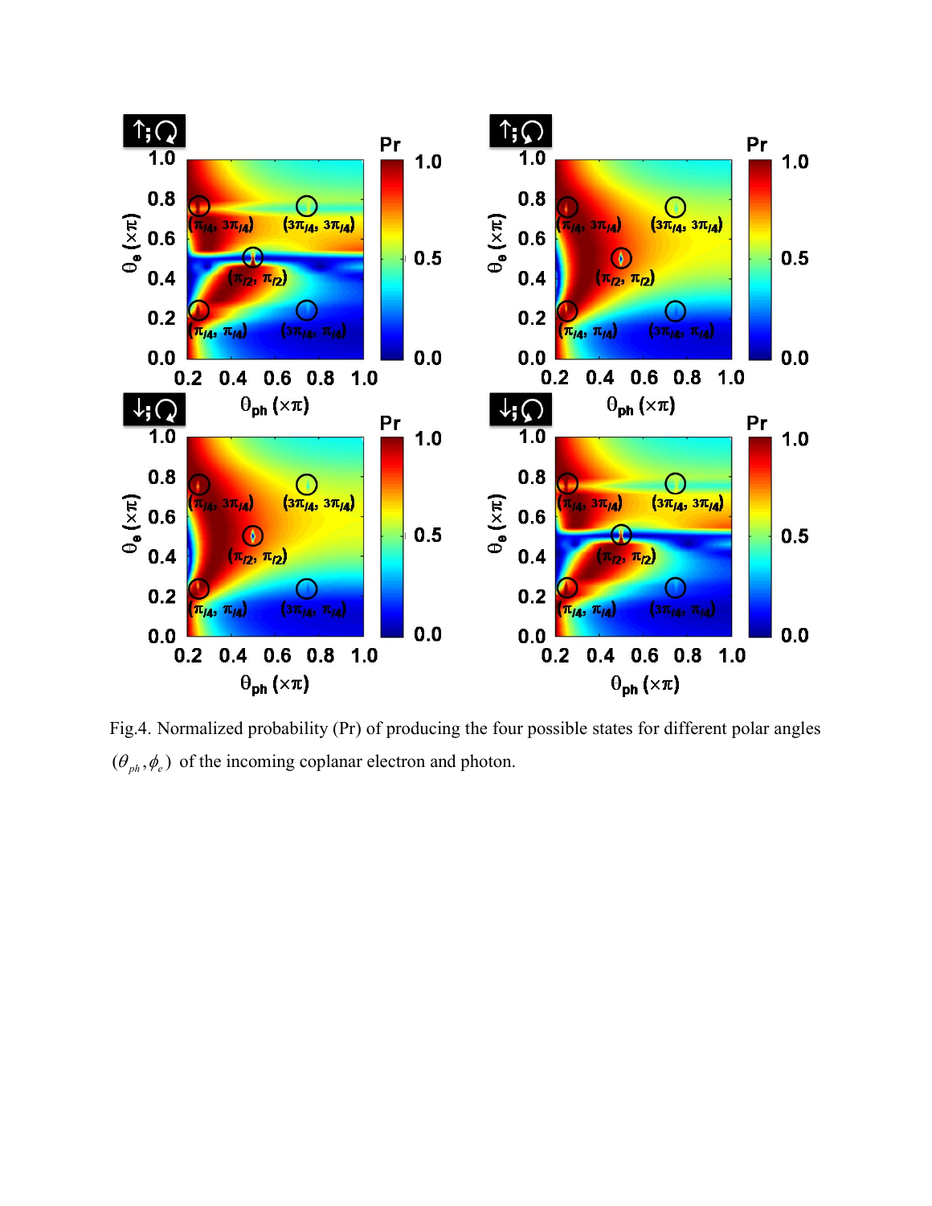Fig.4. Normalized probability (Pr) of producing the four possible states for different polar angles $(\theta_{ph}, \phi_e)$ of the incoming coplanar electron and photon.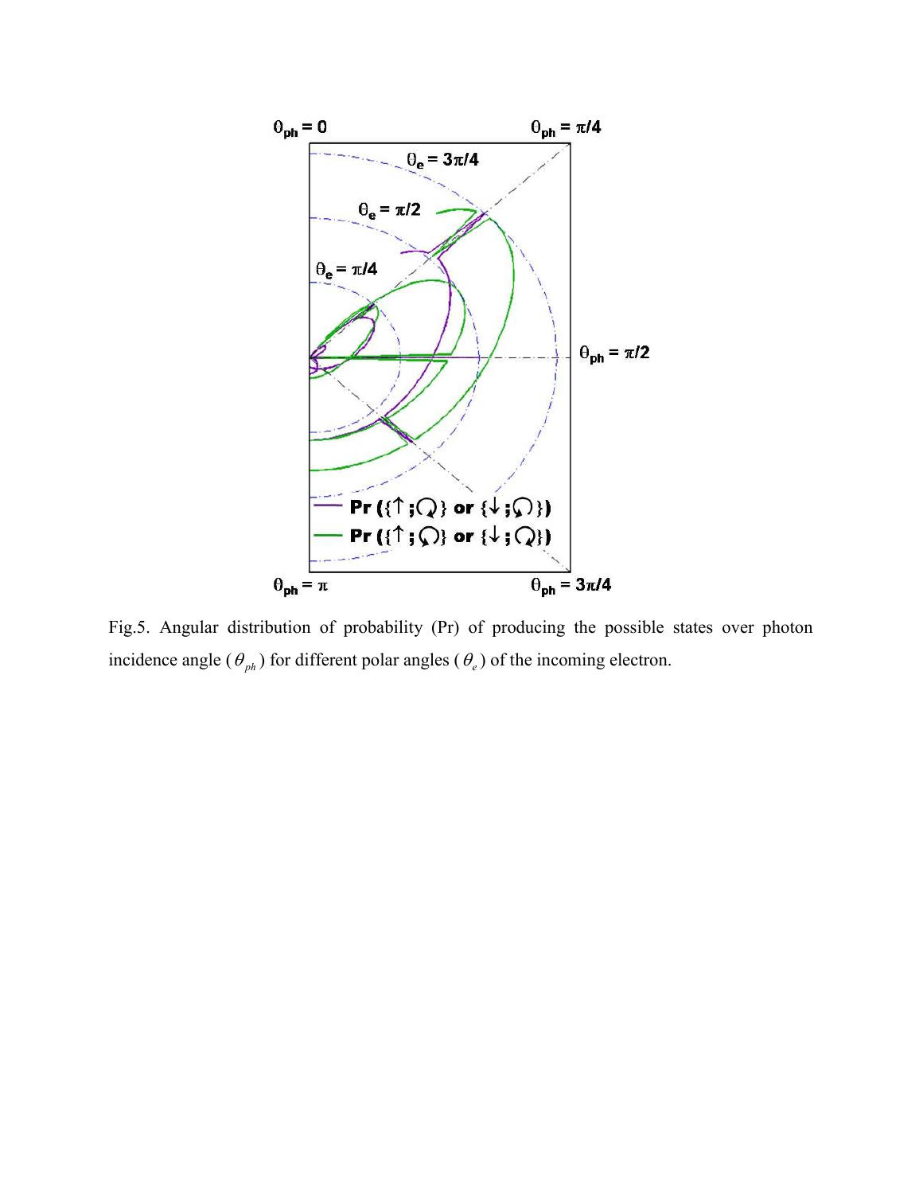$\theta_{ph} = 0$

$\theta_{ph} = \pi/4$

$\theta_e = 3\pi/4$

$\theta_e = \pi/2$

$\theta_e = \pi/4$

$\theta_{ph} = \pi/2$

Pr ({↑;↻} or {↓;↺})

Pr ({↑;↺} or {↓;↻})

$\theta_{ph} = \pi$

$\theta_{ph} = 3\pi/4$

Fig.5. Angular distribution of probability (Pr) of producing the possible states over photon incidence angle ($\theta_{ph}$) for different polar angles ($\theta_e$) of the incoming electron.